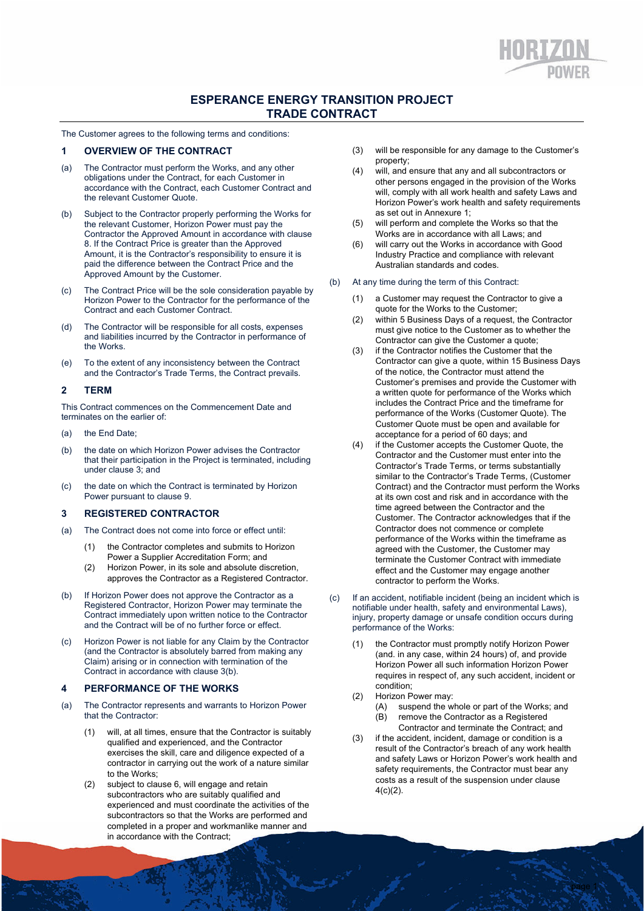# ESPERANCE ENERGY TRANSITION PROJECT
# TRADE CONTRACT

The Customer agrees to the following terms and conditions:

## 1 OVERVIEW OF THE CONTRACT

(a) The Contractor must perform the Works, and any other obligations under the Contract, for each Customer in accordance with the Contract, each Customer Contract and the relevant Customer Quote.

(b) Subject to the Contractor properly performing the Works for the relevant Customer, Horizon Power must pay the Contractor the Approved Amount in accordance with clause 8. If the Contract Price is greater than the Approved Amount, it is the Contractor's responsibility to ensure it is paid the difference between the Contract Price and the Approved Amount by the Customer.

(c) The Contract Price will be the sole consideration payable by Horizon Power to the Contractor for the performance of the Contract and each Customer Contract.

(d) The Contractor will be responsible for all costs, expenses and liabilities incurred by the Contractor in performance of the Works.

(e) To the extent of any inconsistency between the Contract and the Contractor's Trade Terms, the Contract prevails.

## 2 TERM

This Contract commences on the Commencement Date and terminates on the earlier of:

(a) the End Date;

(b) the date on which Horizon Power advises the Contractor that their participation in the Project is terminated, including under clause 3; and

(c) the date on which the Contract is terminated by Horizon Power pursuant to clause 9.

## 3 REGISTERED CONTRACTOR

(a) The Contract does not come into force or effect until:

  (1) the Contractor completes and submits to Horizon Power a Supplier Accreditation Form; and
  (2) Horizon Power, in its sole and absolute discretion, approves the Contractor as a Registered Contractor.

(b) If Horizon Power does not approve the Contractor as a Registered Contractor, Horizon Power may terminate the Contract immediately upon written notice to the Contractor and the Contract will be of no further force or effect.

(c) Horizon Power is not liable for any Claim by the Contractor (and the Contractor is absolutely barred from making any Claim) arising or in connection with termination of the Contract in accordance with clause 3(b).

## 4 PERFORMANCE OF THE WORKS

(a) The Contractor represents and warrants to Horizon Power that the Contractor:

  (1) will, at all times, ensure that the Contractor is suitably qualified and experienced, and the Contractor exercises the skill, care and diligence expected of a contractor in carrying out the work of a nature similar to the Works;
  (2) subject to clause 6, will engage and retain subcontractors who are suitably qualified and experienced and must coordinate the activities of the subcontractors so that the Works are performed and completed in a proper and workmanlike manner and in accordance with the Contract;
  (3) will be responsible for any damage to the Customer's property;
  (4) will, and ensure that any and all subcontractors or other persons engaged in the provision of the Works will, comply with all work health and safety Laws and Horizon Power's work health and safety requirements as set out in Annexure 1;
  (5) will perform and complete the Works so that the Works are in accordance with all Laws; and
  (6) will carry out the Works in accordance with Good Industry Practice and compliance with relevant Australian standards and codes.

(b) At any time during the term of this Contract:

  (1) a Customer may request the Contractor to give a quote for the Works to the Customer;
  (2) within 5 Business Days of a request, the Contractor must give notice to the Customer as to whether the Contractor can give the Customer a quote;
  (3) if the Contractor notifies the Customer that the Contractor can give a quote, within 15 Business Days of the notice, the Contractor must attend the Customer's premises and provide the Customer with a written quote for performance of the Works which includes the Contract Price and the timeframe for performance of the Works (Customer Quote). The Customer Quote must be open and available for acceptance for a period of 60 days; and
  (4) if the Customer accepts the Customer Quote, the Contractor and the Customer must enter into the Contractor's Trade Terms, or terms substantially similar to the Contractor's Trade Terms, (Customer Contract) and the Contractor must perform the Works at its own cost and risk and in accordance with the time agreed between the Contractor and the Customer. The Contractor acknowledges that if the Contractor does not commence or complete performance of the Works within the timeframe as agreed with the Customer, the Customer may terminate the Customer Contract with immediate effect and the Customer may engage another contractor to perform the Works.

(c) If an accident, notifiable incident (being an incident which is notifiable under health, safety and environmental Laws), injury, property damage or unsafe condition occurs during performance of the Works:

  (1) the Contractor must promptly notify Horizon Power (and. in any case, within 24 hours) of, and provide Horizon Power all such information Horizon Power requires in respect of, any such accident, incident or condition;
  (2) Horizon Power may:
    (A) suspend the whole or part of the Works; and
    (B) remove the Contractor as a Registered Contractor and terminate the Contract; and
  (3) if the accident, incident, damage or condition is a result of the Contractor's breach of any work health and safety Laws or Horizon Power's work health and safety requirements, the Contractor must bear any costs as a result of the suspension under clause 4(c)(2).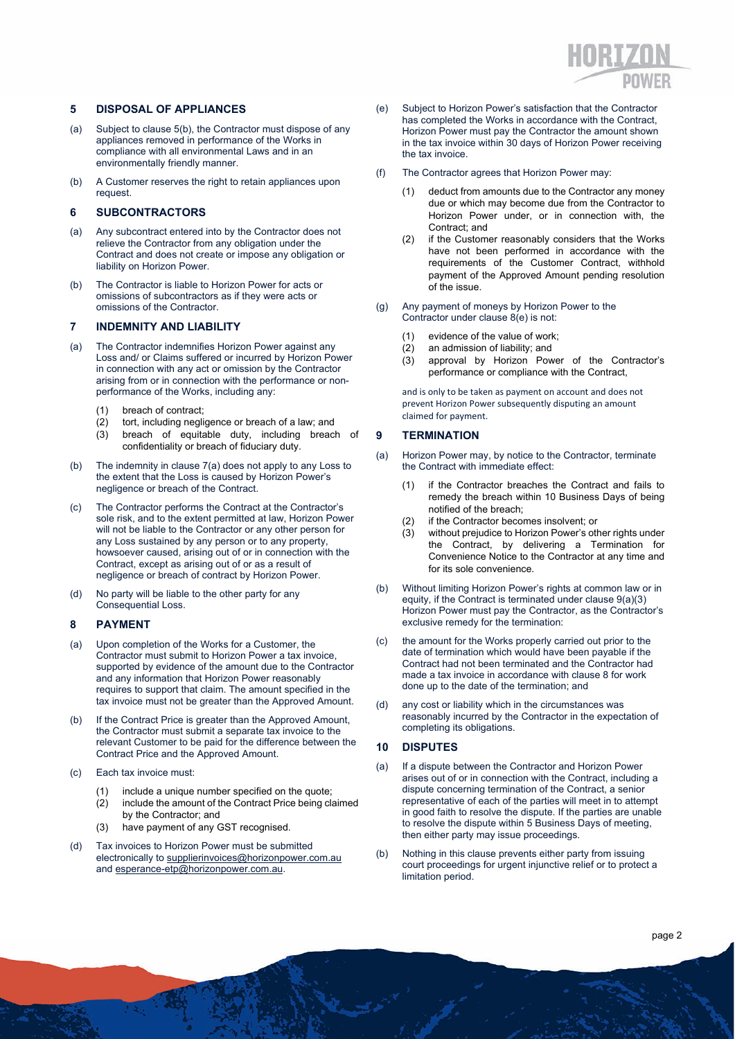## 5 DISPOSAL OF APPLIANCES

(a) Subject to clause 5(b), the Contractor must dispose of any appliances removed in performance of the Works in compliance with all environmental Laws and in an environmentally friendly manner.

(b) A Customer reserves the right to retain appliances upon request.

## 6 SUBCONTRACTORS

(a) Any subcontract entered into by the Contractor does not relieve the Contractor from any obligation under the Contract and does not create or impose any obligation or liability on Horizon Power.

(b) The Contractor is liable to Horizon Power for acts or omissions of subcontractors as if they were acts or omissions of the Contractor.

## 7 INDEMNITY AND LIABILITY

(a) The Contractor indemnifies Horizon Power against any Loss and/ or Claims suffered or incurred by Horizon Power in connection with any act or omission by the Contractor arising from or in connection with the performance or non-performance of the Works, including any:

(1) breach of contract;
(2) tort, including negligence or breach of a law; and
(3) breach of equitable duty, including breach of confidentiality or breach of fiduciary duty.

(b) The indemnity in clause 7(a) does not apply to any Loss to the extent that the Loss is caused by Horizon Power's negligence or breach of the Contract.

(c) The Contractor performs the Contract at the Contractor's sole risk, and to the extent permitted at law, Horizon Power will not be liable to the Contractor or any other person for any Loss sustained by any person or to any property, howsoever caused, arising out of or in connection with the Contract, except as arising out of or as a result of negligence or breach of contract by Horizon Power.

(d) No party will be liable to the other party for any Consequential Loss.

## 8 PAYMENT

(a) Upon completion of the Works for a Customer, the Contractor must submit to Horizon Power a tax invoice, supported by evidence of the amount due to the Contractor and any information that Horizon Power reasonably requires to support that claim. The amount specified in the tax invoice must not be greater than the Approved Amount.

(b) If the Contract Price is greater than the Approved Amount, the Contractor must submit a separate tax invoice to the relevant Customer to be paid for the difference between the Contract Price and the Approved Amount.

(c) Each tax invoice must:

(1) include a unique number specified on the quote;
(2) include the amount of the Contract Price being claimed by the Contractor; and
(3) have payment of any GST recognised.

(d) Tax invoices to Horizon Power must be submitted electronically to supplierinvoices@horizonpower.com.au and esperance-etp@horizonpower.com.au.

(e) Subject to Horizon Power's satisfaction that the Contractor has completed the Works in accordance with the Contract, Horizon Power must pay the Contractor the amount shown in the tax invoice within 30 days of Horizon Power receiving the tax invoice.

(f) The Contractor agrees that Horizon Power may:

(1) deduct from amounts due to the Contractor any money due or which may become due from the Contractor to Horizon Power under, or in connection with, the Contract; and
(2) if the Customer reasonably considers that the Works have not been performed in accordance with the requirements of the Customer Contract, withhold payment of the Approved Amount pending resolution of the issue.

(g) Any payment of moneys by Horizon Power to the Contractor under clause 8(e) is not:

(1) evidence of the value of work;
(2) an admission of liability; and
(3) approval by Horizon Power of the Contractor's performance or compliance with the Contract,

and is only to be taken as payment on account and does not prevent Horizon Power subsequently disputing an amount claimed for payment.

## 9 TERMINATION

(a) Horizon Power may, by notice to the Contractor, terminate the Contract with immediate effect:

(1) if the Contractor breaches the Contract and fails to remedy the breach within 10 Business Days of being notified of the breach;
(2) if the Contractor becomes insolvent; or
(3) without prejudice to Horizon Power's other rights under the Contract, by delivering a Termination for Convenience Notice to the Contractor at any time and for its sole convenience.

(b) Without limiting Horizon Power's rights at common law or in equity, if the Contract is terminated under clause 9(a)(3) Horizon Power must pay the Contractor, as the Contractor's exclusive remedy for the termination:

(c) the amount for the Works properly carried out prior to the date of termination which would have been payable if the Contract had not been terminated and the Contractor had made a tax invoice in accordance with clause 8 for work done up to the date of the termination; and

(d) any cost or liability which in the circumstances was reasonably incurred by the Contractor in the expectation of completing its obligations.

## 10 DISPUTES

(a) If a dispute between the Contractor and Horizon Power arises out of or in connection with the Contract, including a dispute concerning termination of the Contract, a senior representative of each of the parties will meet in to attempt in good faith to resolve the dispute. If the parties are unable to resolve the dispute within 5 Business Days of meeting, then either party may issue proceedings.

(b) Nothing in this clause prevents either party from issuing court proceedings for urgent injunctive relief or to protect a limitation period.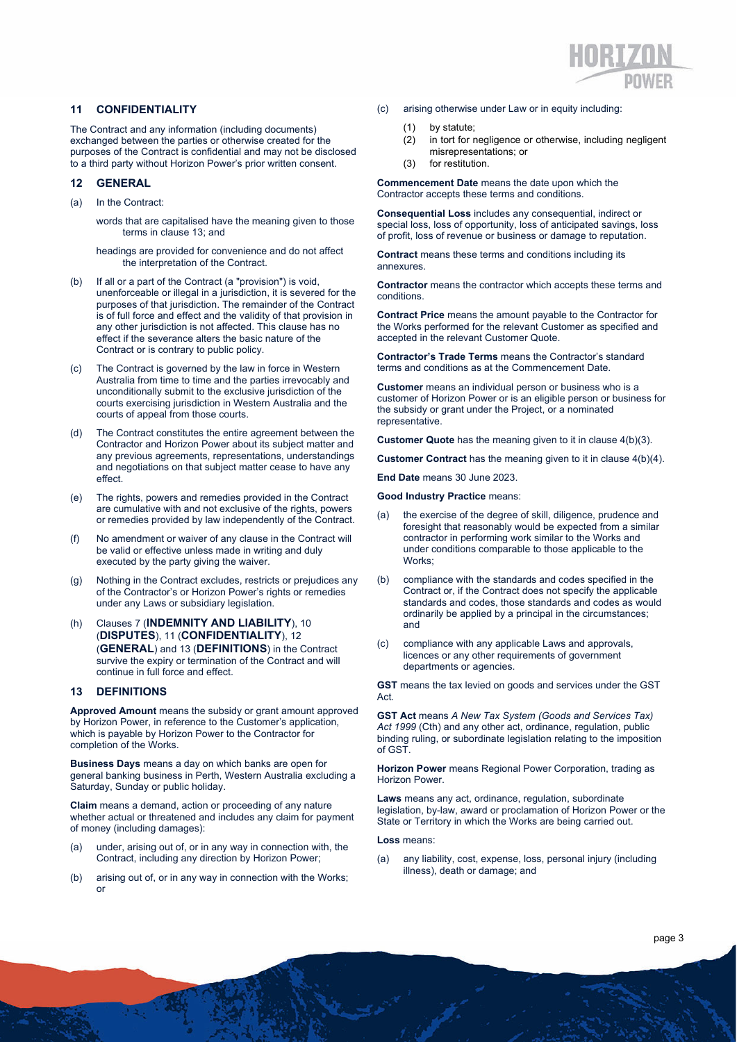## 11 CONFIDENTIALITY

The Contract and any information (including documents) exchanged between the parties or otherwise created for the purposes of the Contract is confidential and may not be disclosed to a third party without Horizon Power's prior written consent.

## 12 GENERAL

(a) In the Contract:

words that are capitalised have the meaning given to those terms in clause 13; and

headings are provided for convenience and do not affect the interpretation of the Contract.

(b) If all or a part of the Contract (a "provision") is void, unenforceable or illegal in a jurisdiction, it is severed for the purposes of that jurisdiction. The remainder of the Contract is of full force and effect and the validity of that provision in any other jurisdiction is not affected. This clause has no effect if the severance alters the basic nature of the Contract or is contrary to public policy.

(c) The Contract is governed by the law in force in Western Australia from time to time and the parties irrevocably and unconditionally submit to the exclusive jurisdiction of the courts exercising jurisdiction in Western Australia and the courts of appeal from those courts.

(d) The Contract constitutes the entire agreement between the Contractor and Horizon Power about its subject matter and any previous agreements, representations, understandings and negotiations on that subject matter cease to have any effect.

(e) The rights, powers and remedies provided in the Contract are cumulative with and not exclusive of the rights, powers or remedies provided by law independently of the Contract.

(f) No amendment or waiver of any clause in the Contract will be valid or effective unless made in writing and duly executed by the party giving the waiver.

(g) Nothing in the Contract excludes, restricts or prejudices any of the Contractor's or Horizon Power's rights or remedies under any Laws or subsidiary legislation.

(h) Clauses 7 (**INDEMNITY AND LIABILITY**), 10 (**DISPUTES**), 11 (**CONFIDENTIALITY**), 12 (**GENERAL**) and 13 (**DEFINITIONS**) in the Contract survive the expiry or termination of the Contract and will continue in full force and effect.

## 13 DEFINITIONS

**Approved Amount** means the subsidy or grant amount approved by Horizon Power, in reference to the Customer's application, which is payable by Horizon Power to the Contractor for completion of the Works.

**Business Days** means a day on which banks are open for general banking business in Perth, Western Australia excluding a Saturday, Sunday or public holiday.

**Claim** means a demand, action or proceeding of any nature whether actual or threatened and includes any claim for payment of money (including damages):

(a) under, arising out of, or in any way in connection with, the Contract, including any direction by Horizon Power;

(b) arising out of, or in any way in connection with the Works; or

(c) arising otherwise under Law or in equity including:

(1) by statute;
(2) in tort for negligence or otherwise, including negligent misrepresentations; or
(3) for restitution.

**Commencement Date** means the date upon which the Contractor accepts these terms and conditions.

**Consequential Loss** includes any consequential, indirect or special loss, loss of opportunity, loss of anticipated savings, loss of profit, loss of revenue or business or damage to reputation.

**Contract** means these terms and conditions including its annexures.

**Contractor** means the contractor which accepts these terms and conditions.

**Contract Price** means the amount payable to the Contractor for the Works performed for the relevant Customer as specified and accepted in the relevant Customer Quote.

**Contractor's Trade Terms** means the Contractor's standard terms and conditions as at the Commencement Date.

**Customer** means an individual person or business who is a customer of Horizon Power or is an eligible person or business for the subsidy or grant under the Project, or a nominated representative.

**Customer Quote** has the meaning given to it in clause 4(b)(3).

**Customer Contract** has the meaning given to it in clause 4(b)(4).

**End Date** means 30 June 2023.

**Good Industry Practice** means:

(a) the exercise of the degree of skill, diligence, prudence and foresight that reasonably would be expected from a similar contractor in performing work similar to the Works and under conditions comparable to those applicable to the Works;

(b) compliance with the standards and codes specified in the Contract or, if the Contract does not specify the applicable standards and codes, those standards and codes as would ordinarily be applied by a principal in the circumstances; and

(c) compliance with any applicable Laws and approvals, licences or any other requirements of government departments or agencies.

**GST** means the tax levied on goods and services under the GST Act.

**GST Act** means *A New Tax System (Goods and Services Tax) Act 1999* (Cth) and any other act, ordinance, regulation, public binding ruling, or subordinate legislation relating to the imposition of GST.

**Horizon Power** means Regional Power Corporation, trading as Horizon Power.

**Laws** means any act, ordinance, regulation, subordinate legislation, by-law, award or proclamation of Horizon Power or the State or Territory in which the Works are being carried out.

**Loss** means:

(a) any liability, cost, expense, loss, personal injury (including illness), death or damage; and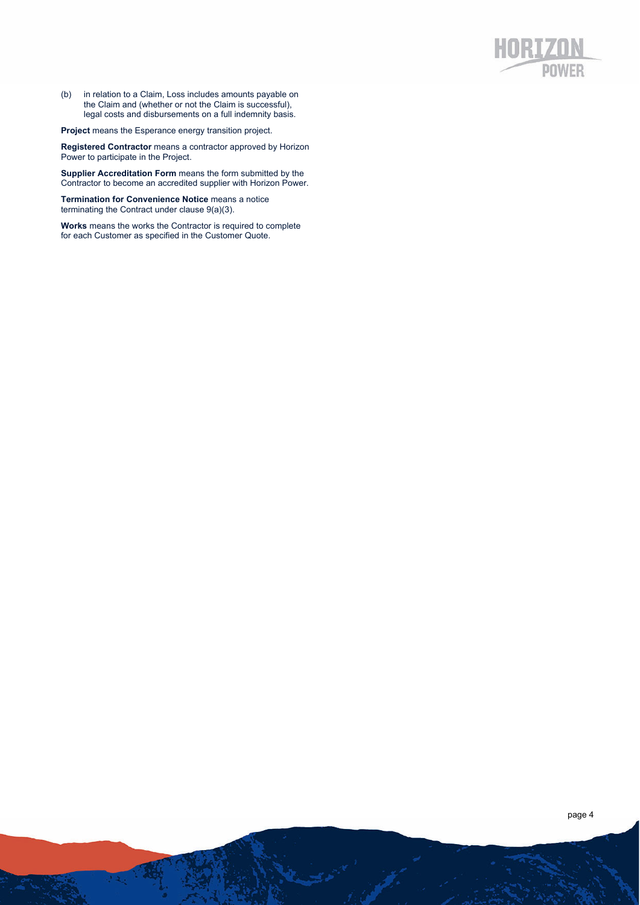(b) in relation to a Claim, Loss includes amounts payable on the Claim and (whether or not the Claim is successful), legal costs and disbursements on a full indemnity basis.

**Project** means the Esperance energy transition project.

**Registered Contractor** means a contractor approved by Horizon Power to participate in the Project.

**Supplier Accreditation Form** means the form submitted by the Contractor to become an accredited supplier with Horizon Power.

**Termination for Convenience Notice** means a notice terminating the Contract under clause 9(a)(3).

**Works** means the works the Contractor is required to complete for each Customer as specified in the Customer Quote.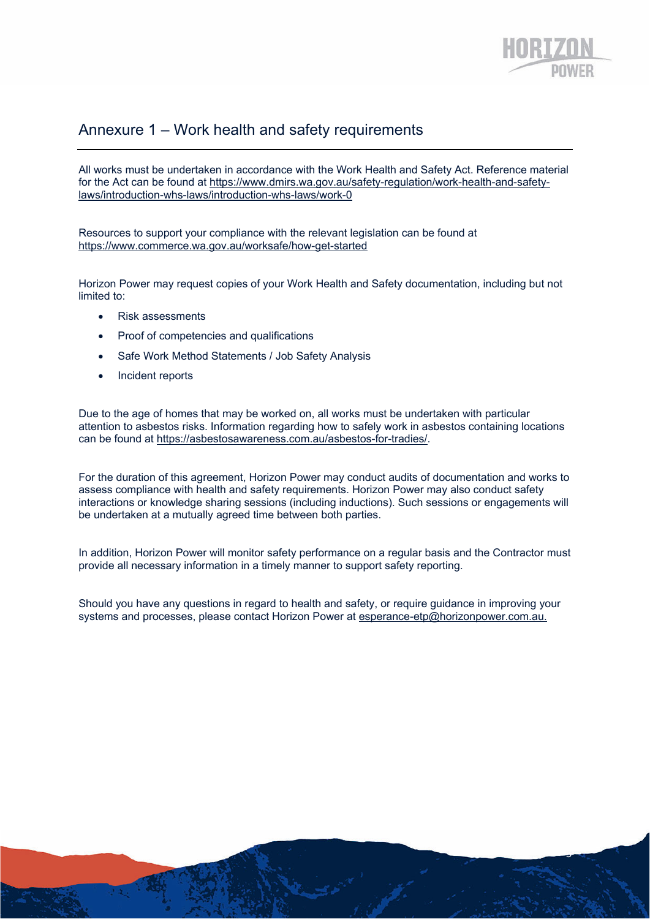# Annexure 1 – Work health and safety requirements

All works must be undertaken in accordance with the Work Health and Safety Act. Reference material for the Act can be found at https://www.dmirs.wa.gov.au/safety-regulation/work-health-and-safety-laws/introduction-whs-laws/introduction-whs-laws/work-0

Resources to support your compliance with the relevant legislation can be found at https://www.commerce.wa.gov.au/worksafe/how-get-started

Horizon Power may request copies of your Work Health and Safety documentation, including but not limited to:

- Risk assessments
- Proof of competencies and qualifications
- Safe Work Method Statements / Job Safety Analysis
- Incident reports

Due to the age of homes that may be worked on, all works must be undertaken with particular attention to asbestos risks. Information regarding how to safely work in asbestos containing locations can be found at https://asbestosawareness.com.au/asbestos-for-tradies/.

For the duration of this agreement, Horizon Power may conduct audits of documentation and works to assess compliance with health and safety requirements. Horizon Power may also conduct safety interactions or knowledge sharing sessions (including inductions). Such sessions or engagements will be undertaken at a mutually agreed time between both parties.

In addition, Horizon Power will monitor safety performance on a regular basis and the Contractor must provide all necessary information in a timely manner to support safety reporting.

Should you have any questions in regard to health and safety, or require guidance in improving your systems and processes, please contact Horizon Power at esperance-etp@horizonpower.com.au.